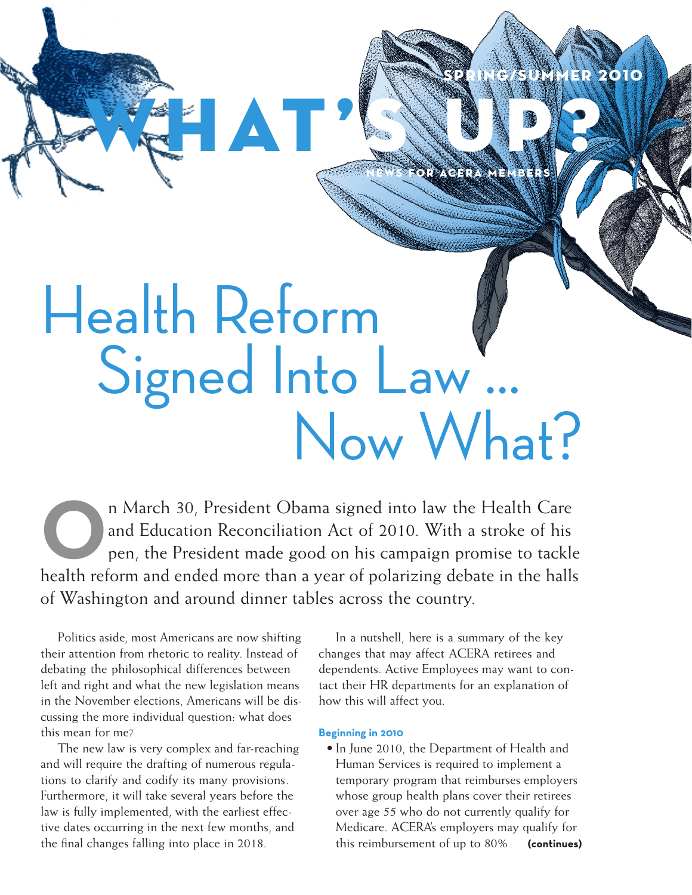SPRING/SUMMER 2010

# WHAT'S UP?

NEWS FOR ACERA MEMBERS

# Health Reform Signed Into Law ... Now What?

On March 30, President Obama signed into law the Health Care and Education Reconciliation Act of 2010. With a stroke of his pen, the President made good on his campaign promise to tackle health reform and ended more than a year of polarizing debate in the halls of Washington and around dinner tables across the country.

Politics aside, most Americans are now shifting their attention from rhetoric to reality. Instead of debating the philosophical differences between left and right and what the new legislation means in the November elections, Americans will be discussing the more individual question: what does this mean for me?

The new law is very complex and far-reaching and will require the drafting of numerous regulations to clarify and codify its many provisions. Furthermore, it will take several years before the law is fully implemented, with the earliest effective dates occurring in the next few months, and the final changes falling into place in 2018.

In a nutshell, here is a summary of the key changes that may affect ACERA retirees and dependents. Active Employees may want to contact their HR departments for an explanation of how this will affect you.

**Beginning in 2010**

- In June 2010, the Department of Health and Human Services is required to implement a temporary program that reimburses employers whose group health plans cover their retirees over age 55 who do not currently qualify for Medicare. ACERA's employers may qualify for this reimbursement of up to 80% **(continues)**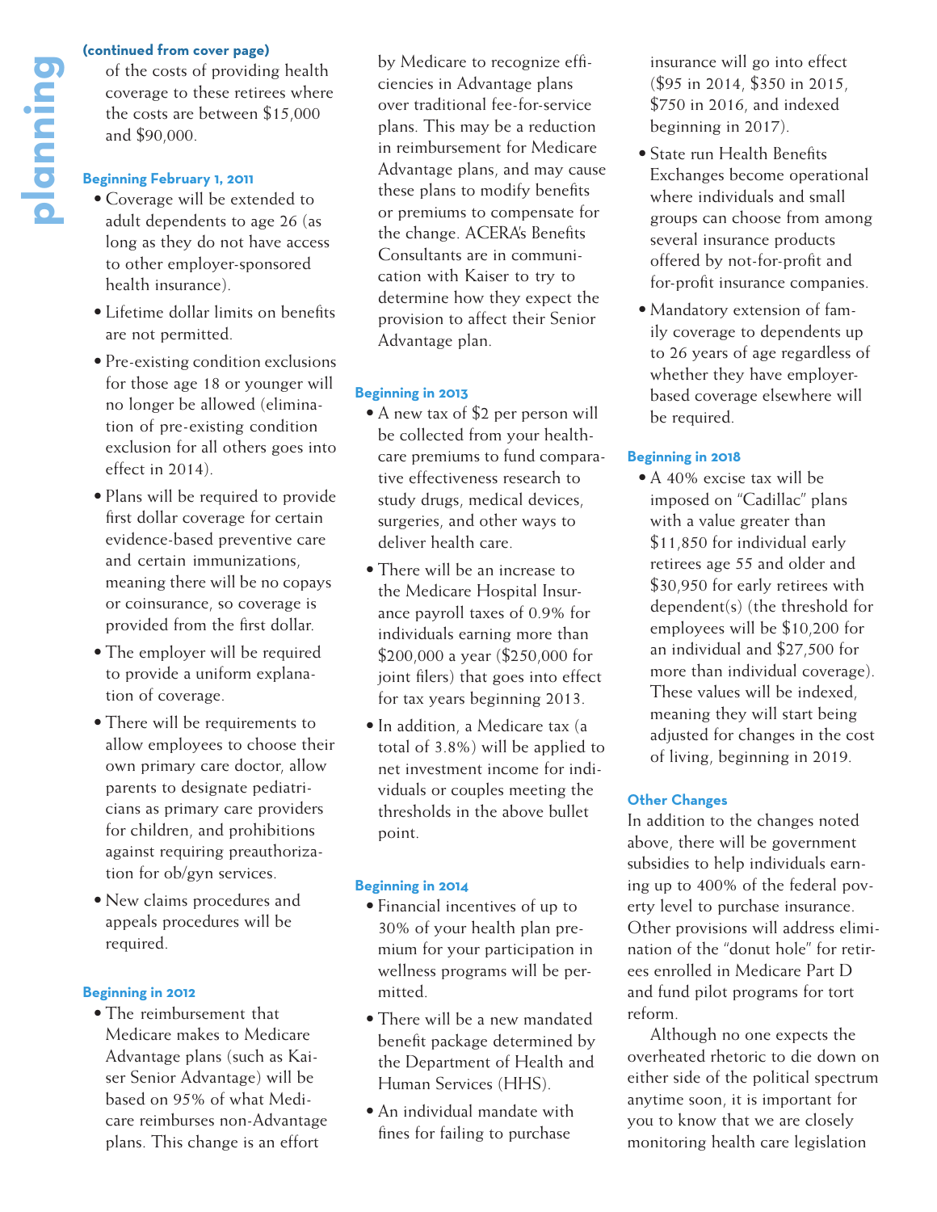**(continued from cover page)**

of the costs of providing health coverage to these retirees where the costs are between $15,000 and $90,000.

### Beginning February 1, 2011

- Coverage will be extended to adult dependents to age 26 (as long as they do not have access to other employer-sponsored health insurance).
- Lifetime dollar limits on benefits are not permitted.
- Pre-existing condition exclusions for those age 18 or younger will no longer be allowed (elimination of pre-existing condition exclusion for all others goes into effect in 2014).
- Plans will be required to provide first dollar coverage for certain evidence-based preventive care and certain immunizations, meaning there will be no copays or coinsurance, so coverage is provided from the first dollar.
- The employer will be required to provide a uniform explanation of coverage.
- There will be requirements to allow employees to choose their own primary care doctor, allow parents to designate pediatricians as primary care providers for children, and prohibitions against requiring preauthorization for ob/gyn services.
- New claims procedures and appeals procedures will be required.

### Beginning in 2012

- The reimbursement that Medicare makes to Medicare Advantage plans (such as Kaiser Senior Advantage) will be based on 95% of what Medicare reimburses non-Advantage plans. This change is an effort by Medicare to recognize efficiencies in Advantage plans over traditional fee-for-service plans. This may be a reduction in reimbursement for Medicare Advantage plans, and may cause these plans to modify benefits or premiums to compensate for the change. ACERA's Benefits Consultants are in communication with Kaiser to try to determine how they expect the provision to affect their Senior Advantage plan.

### Beginning in 2013

- A new tax of $2 per person will be collected from your healthcare premiums to fund comparative effectiveness research to study drugs, medical devices, surgeries, and other ways to deliver health care.
- There will be an increase to the Medicare Hospital Insurance payroll taxes of 0.9% for individuals earning more than $200,000 a year ($250,000 for joint filers) that goes into effect for tax years beginning 2013.
- In addition, a Medicare tax (a total of 3.8%) will be applied to net investment income for individuals or couples meeting the thresholds in the above bullet point.

### Beginning in 2014

- Financial incentives of up to 30% of your health plan premium for your participation in wellness programs will be permitted.
- There will be a new mandated benefit package determined by the Department of Health and Human Services (HHS).
- An individual mandate with fines for failing to purchase insurance will go into effect ($95 in 2014, $350 in 2015, $750 in 2016, and indexed beginning in 2017).
- State run Health Benefits Exchanges become operational where individuals and small groups can choose from among several insurance products offered by not-for-profit and for-profit insurance companies.
- Mandatory extension of family coverage to dependents up to 26 years of age regardless of whether they have employer-based coverage elsewhere will be required.

### Beginning in 2018

- A 40% excise tax will be imposed on "Cadillac" plans with a value greater than $11,850 for individual early retirees age 55 and older and $30,950 for early retirees with dependent(s) (the threshold for employees will be $10,200 for an individual and $27,500 for more than individual coverage). These values will be indexed, meaning they will start being adjusted for changes in the cost of living, beginning in 2019.

### Other Changes

In addition to the changes noted above, there will be government subsidies to help individuals earning up to 400% of the federal poverty level to purchase insurance. Other provisions will address elimination of the "donut hole" for retirees enrolled in Medicare Part D and fund pilot programs for tort reform.

Although no one expects the overheated rhetoric to die down on either side of the political spectrum anytime soon, it is important for you to know that we are closely monitoring health care legislation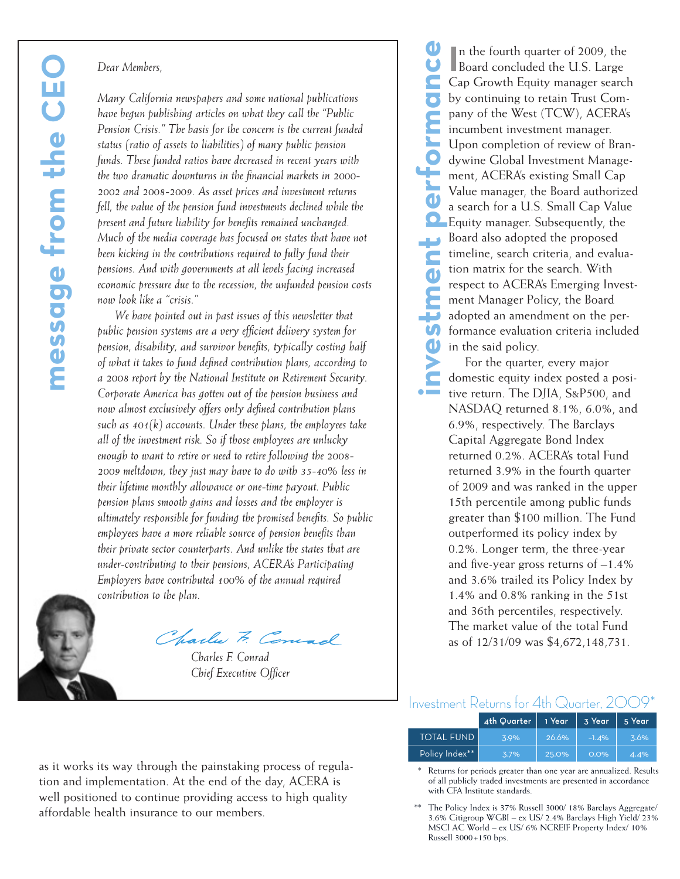## message from the CEO

*Dear Members,*

*Many California newspapers and some national publications have begun publishing articles on what they call the "Public Pension Crisis." The basis for the concern is the current funded status (ratio of assets to liabilities) of many public pension funds. These funded ratios have decreased in recent years with the two dramatic downturns in the financial markets in 2000-2002 and 2008-2009. As asset prices and investment returns fell, the value of the pension fund investments declined while the present and future liability for benefits remained unchanged. Much of the media coverage has focused on states that have not been kicking in the contributions required to fully fund their pensions. And with governments at all levels facing increased economic pressure due to the recession, the unfunded pension costs now look like a "crisis."*

*We have pointed out in past issues of this newsletter that public pension systems are a very efficient delivery system for pension, disability, and survivor benefits, typically costing half of what it takes to fund defined contribution plans, according to a 2008 report by the National Institute on Retirement Security. Corporate America has gotten out of the pension business and now almost exclusively offers only defined contribution plans such as 401(k) accounts. Under these plans, the employees take all of the investment risk. So if those employees are unlucky enough to want to retire or need to retire following the 2008-2009 meltdown, they just may have to do with 35-40% less in their lifetime monthly allowance or one-time payout. Public pension plans smooth gains and losses and the employer is ultimately responsible for funding the promised benefits. So public employees have a more reliable source of pension benefits than their private sector counterparts. And unlike the states that are under-contributing to their pensions, ACERA's Participating Employers have contributed 100% of the annual required contribution to the plan.*

*Charles F. Conrad*
*Chief Executive Officer*

as it works its way through the painstaking process of regulation and implementation. At the end of the day, ACERA is well positioned to continue providing access to high quality affordable health insurance to our members.

## investment performance

In the fourth quarter of 2009, the Board concluded the U.S. Large Cap Growth Equity manager search by continuing to retain Trust Company of the West (TCW), ACERA's incumbent investment manager. Upon completion of review of Brandywine Global Investment Management, ACERA's existing Small Cap Value manager, the Board authorized a search for a U.S. Small Cap Value Equity manager. Subsequently, the Board also adopted the proposed timeline, search criteria, and evaluation matrix for the search. With respect to ACERA's Emerging Investment Manager Policy, the Board adopted an amendment on the performance evaluation criteria included in the said policy.

For the quarter, every major domestic equity index posted a positive return. The DJIA, S&P500, and NASDAQ returned 8.1%, 6.0%, and 6.9%, respectively. The Barclays Capital Aggregate Bond Index returned 0.2%. ACERA's total Fund returned 3.9% in the fourth quarter of 2009 and was ranked in the upper 15th percentile among public funds greater than $100 million. The Fund outperformed its policy index by 0.2%. Longer term, the three-year and five-year gross returns of –1.4% and 3.6% trailed its Policy Index by 1.4% and 0.8% ranking in the 51st and 36th percentiles, respectively. The market value of the total Fund as of 12/31/09 was $4,672,148,731.

### Investment Returns for 4th Quarter, 2009*

| | 4th Quarter | 1 Year | 3 Year | 5 Year |
|---|---|---|---|---|
| TOTAL FUND | 3.9% | 26.6% | -1.4% | 3.6% |
| Policy Index** | 3.7% | 25.0% | 0.0% | 4.4% |

\* Returns for periods greater than one year are annualized. Results of all publicly traded investments are presented in accordance with CFA Institute standards.

\*\* The Policy Index is 37% Russell 3000/ 18% Barclays Aggregate/ 3.6% Citigroup WGBI – ex US/ 2.4% Barclays High Yield/ 23% MSCI AC World – ex US/ 6% NCREIF Property Index/ 10% Russell 3000+150 bps.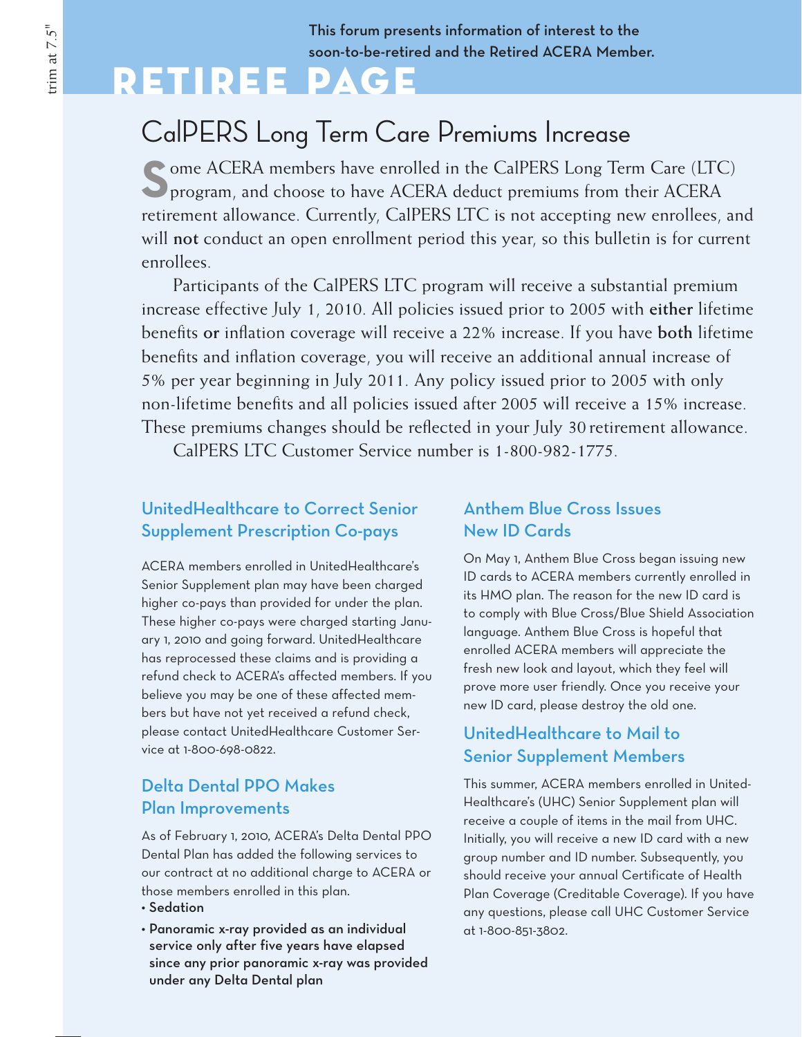This forum presents information of interest to the soon-to-be-retired and the Retired ACERA Member.

# RETIREE PAGE

## CalPERS Long Term Care Premiums Increase

Some ACERA members have enrolled in the CalPERS Long Term Care (LTC) program, and choose to have ACERA deduct premiums from their ACERA retirement allowance. Currently, CalPERS LTC is not accepting new enrollees, and will **not** conduct an open enrollment period this year, so this bulletin is for current enrollees.

Participants of the CalPERS LTC program will receive a substantial premium increase effective July 1, 2010. All policies issued prior to 2005 with **either** lifetime benefits **or** inflation coverage will receive a 22% increase. If you have **both** lifetime benefits and inflation coverage, you will receive an additional annual increase of 5% per year beginning in July 2011. Any policy issued prior to 2005 with only non-lifetime benefits and all policies issued after 2005 will receive a 15% increase. These premiums changes should be reflected in your July 30 retirement allowance.

CalPERS LTC Customer Service number is 1-800-982-1775.

### UnitedHealthcare to Correct Senior Supplement Prescription Co-pays

ACERA members enrolled in UnitedHealthcare's Senior Supplement plan may have been charged higher co-pays than provided for under the plan. These higher co-pays were charged starting January 1, 2010 and going forward. UnitedHealthcare has reprocessed these claims and is providing a refund check to ACERA's affected members. If you believe you may be one of these affected members but have not yet received a refund check, please contact UnitedHealthcare Customer Service at 1-800-698-0822.

### Delta Dental PPO Makes Plan Improvements

As of February 1, 2010, ACERA's Delta Dental PPO Dental Plan has added the following services to our contract at no additional charge to ACERA or those members enrolled in this plan.

- **Sedation**
- **Panoramic x-ray provided as an individual service only after five years have elapsed since any prior panoramic x-ray was provided under any Delta Dental plan**

### Anthem Blue Cross Issues New ID Cards

On May 1, Anthem Blue Cross began issuing new ID cards to ACERA members currently enrolled in its HMO plan. The reason for the new ID card is to comply with Blue Cross/Blue Shield Association language. Anthem Blue Cross is hopeful that enrolled ACERA members will appreciate the fresh new look and layout, which they feel will prove more user friendly. Once you receive your new ID card, please destroy the old one.

### UnitedHealthcare to Mail to Senior Supplement Members

This summer, ACERA members enrolled in UnitedHealthcare's (UHC) Senior Supplement plan will receive a couple of items in the mail from UHC. Initially, you will receive a new ID card with a new group number and ID number. Subsequently, you should receive your annual Certificate of Health Plan Coverage (Creditable Coverage). If you have any questions, please call UHC Customer Service at 1-800-851-3802.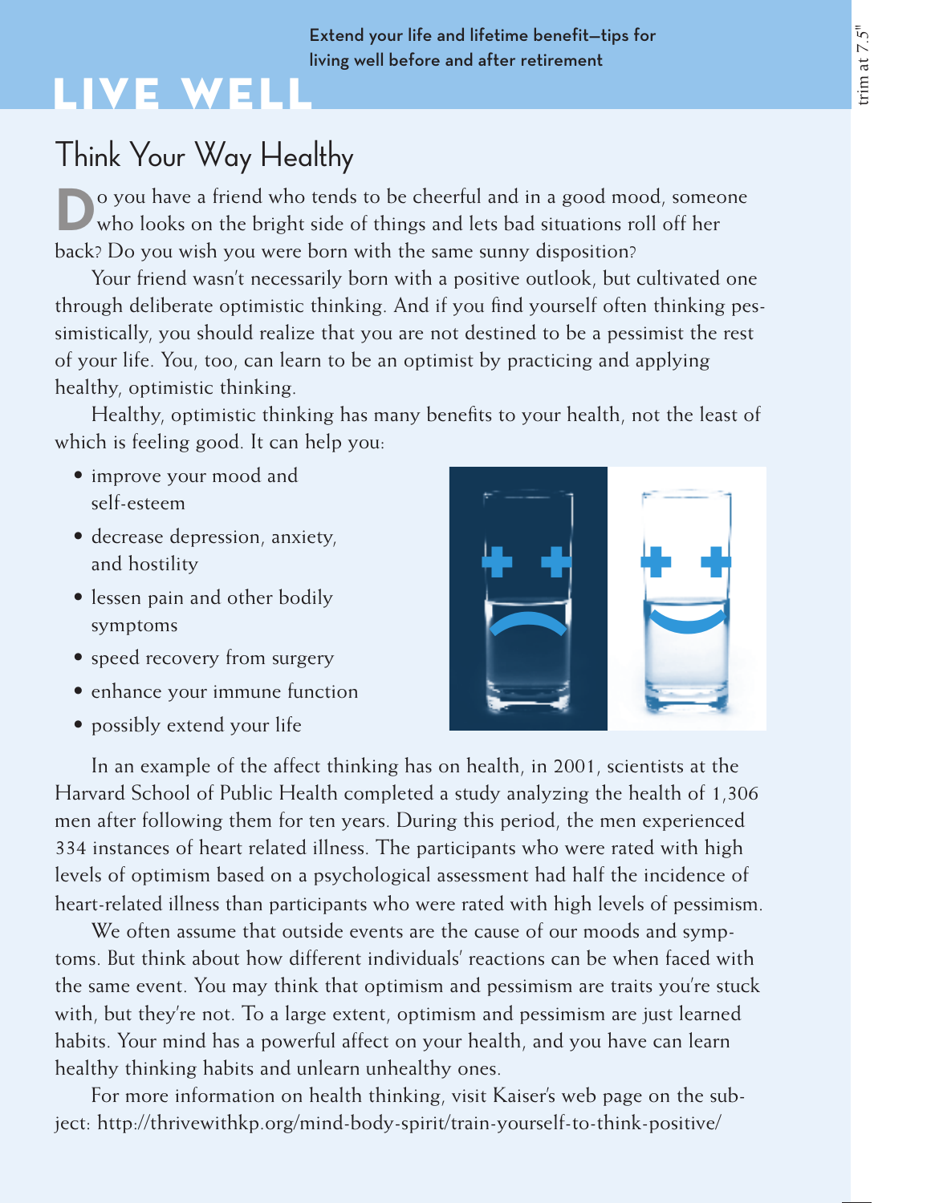# LIVE WELL

Extend your life and lifetime benefit—tips for living well before and after retirement

## Think Your Way Healthy

Do you have a friend who tends to be cheerful and in a good mood, someone who looks on the bright side of things and lets bad situations roll off her back? Do you wish you were born with the same sunny disposition?

Your friend wasn't necessarily born with a positive outlook, but cultivated one through deliberate optimistic thinking. And if you find yourself often thinking pessimistically, you should realize that you are not destined to be a pessimist the rest of your life. You, too, can learn to be an optimist by practicing and applying healthy, optimistic thinking.

Healthy, optimistic thinking has many benefits to your health, not the least of which is feeling good. It can help you:

- improve your mood and self-esteem
- decrease depression, anxiety, and hostility
- lessen pain and other bodily symptoms
- speed recovery from surgery
- enhance your immune function
- possibly extend your life

In an example of the affect thinking has on health, in 2001, scientists at the Harvard School of Public Health completed a study analyzing the health of 1,306 men after following them for ten years. During this period, the men experienced 334 instances of heart related illness. The participants who were rated with high levels of optimism based on a psychological assessment had half the incidence of heart-related illness than participants who were rated with high levels of pessimism.

We often assume that outside events are the cause of our moods and symptoms. But think about how different individuals' reactions can be when faced with the same event. You may think that optimism and pessimism are traits you're stuck with, but they're not. To a large extent, optimism and pessimism are just learned habits. Your mind has a powerful affect on your health, and you have can learn healthy thinking habits and unlearn unhealthy ones.

For more information on health thinking, visit Kaiser's web page on the subject: http://thrivewithkp.org/mind-body-spirit/train-yourself-to-think-positive/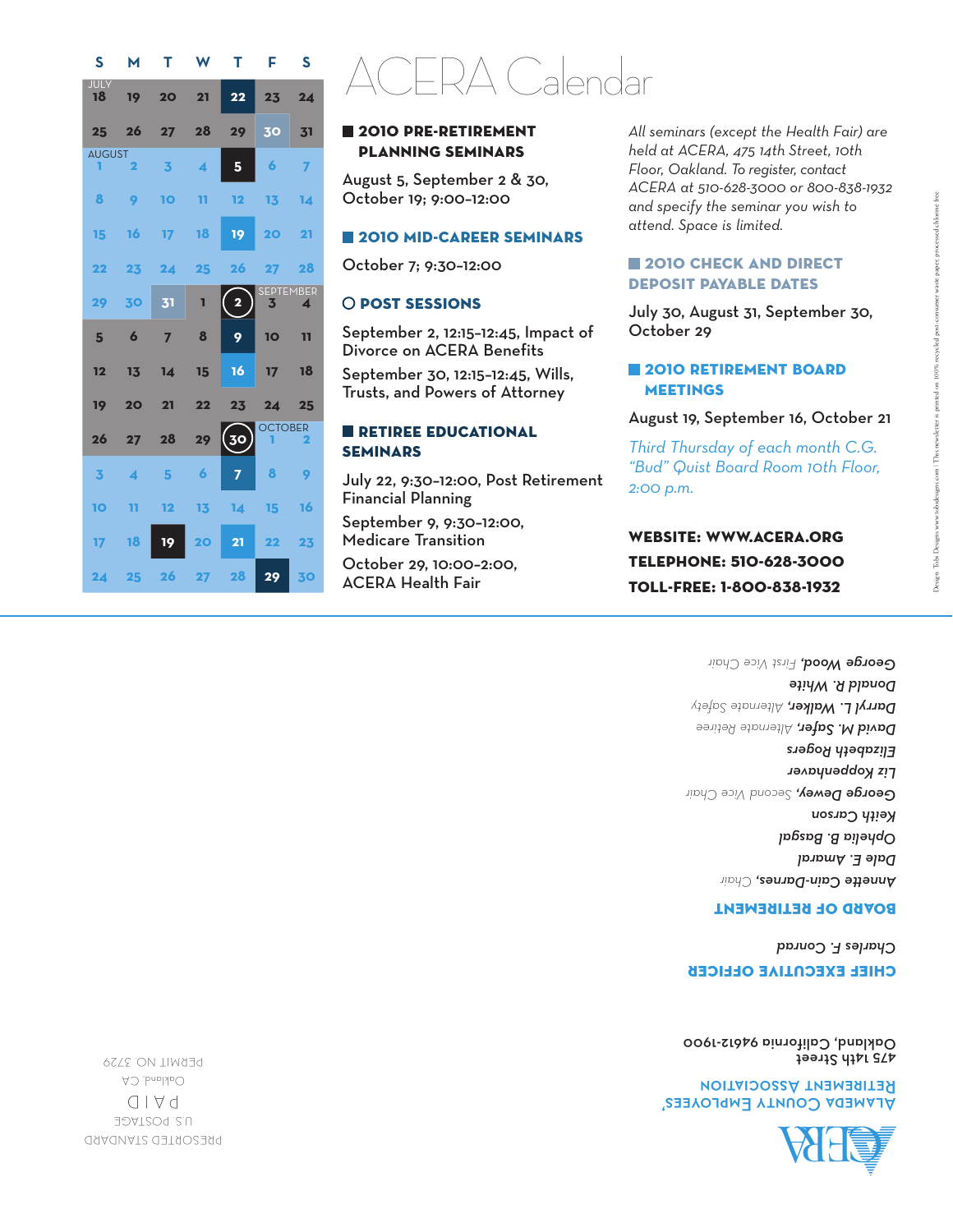# ACERA Calendar

| S | M | T | W | T | F | S |
|---|---|---|---|---|---|---|
| JULY 18 | 19 | 20 | 21 | 22 | 23 | 24 |
| 25 | 26 | 27 | 28 | 29 | 30 | 31 |
| AUGUST 1 | 2 | 3 | 4 | 5 | 6 | 7 |
| 8 | 9 | 10 | 11 | 12 | 13 | 14 |
| 15 | 16 | 17 | 18 | 19 | 20 | 21 |
| 22 | 23 | 24 | 25 | 26 | 27 | 28 |
| 29 | 30 | 31 | 1 | 2 | SEPTEMBER 3 | 4 |
| 5 | 6 | 7 | 8 | 9 | 10 | 11 |
| 12 | 13 | 14 | 15 | 16 | 17 | 18 |
| 19 | 20 | 21 | 22 | 23 | 24 | 25 |
| 26 | 27 | 28 | 29 | 30 | OCTOBER 1 | 2 |
| 3 | 4 | 5 | 6 | 7 | 8 | 9 |
| 10 | 11 | 12 | 13 | 14 | 15 | 16 |
| 17 | 18 | 19 | 20 | 21 | 22 | 23 |
| 24 | 25 | 26 | 27 | 28 | 29 | 30 |

## 2010 PRE-RETIREMENT PLANNING SEMINARS

August 5, September 2 & 30, October 19; 9:00–12:00

## 2010 MID-CAREER SEMINARS

October 7; 9:30–12:00

## POST SESSIONS

September 2, 12:15–12:45, Impact of Divorce on ACERA Benefits

September 30, 12:15–12:45, Wills, Trusts, and Powers of Attorney

## RETIREE EDUCATIONAL SEMINARS

July 22, 9:30–12:00, Post Retirement Financial Planning

September 9, 9:30–12:00, Medicare Transition

October 29, 10:00–2:00, ACERA Health Fair

*All seminars (except the Health Fair) are held at ACERA, 475 14th Street, 10th Floor, Oakland. To register, contact ACERA at 510-628-3000 or 800-838-1932 and specify the seminar you wish to attend. Space is limited.*

## 2010 CHECK AND DIRECT DEPOSIT PAYABLE DATES

July 30, August 31, September 30, October 29

## 2010 RETIREMENT BOARD MEETINGS

August 19, September 16, October 21

*Third Thursday of each month C.G. "Bud" Quist Board Room 10th Floor, 2:00 p.m.*

**WEBSITE: WWW.ACERA.ORG**

**TELEPHONE: 510-628-3000**

**TOLL-FREE: 1-800-838-1932**

Design: Tobi Designs www.tobidesigns.com | This newsletter is printed on 100% recycled post-consumer waste paper, processed chlorine free

ACERA

ALAMEDA COUNTY EMPLOYEES' RETIREMENT ASSOCIATION

475 14th Street
Oakland, California 94612-1900

## CHIEF EXECUTIVE OFFICER

*Charles F. Conrad*

## BOARD OF RETIREMENT

*Annette Cain-Darnes, Chair*
*Dale E. Amaral*
*Ophelia B. Basgal*
*Keith Carson*
*George Dewey, Second Vice Chair*
*Liz Koppenhaver*
*Elizabeth Rogers*
*David M. Safer, Alternate Retiree*
*Darryl L. Walker, Alternate Safety*
*Donald R. White*
*George Wood, First Vice Chair*

PRESORTED STANDARD
U.S. POSTAGE
PAID
Oakland, CA
PERMIT NO 3729